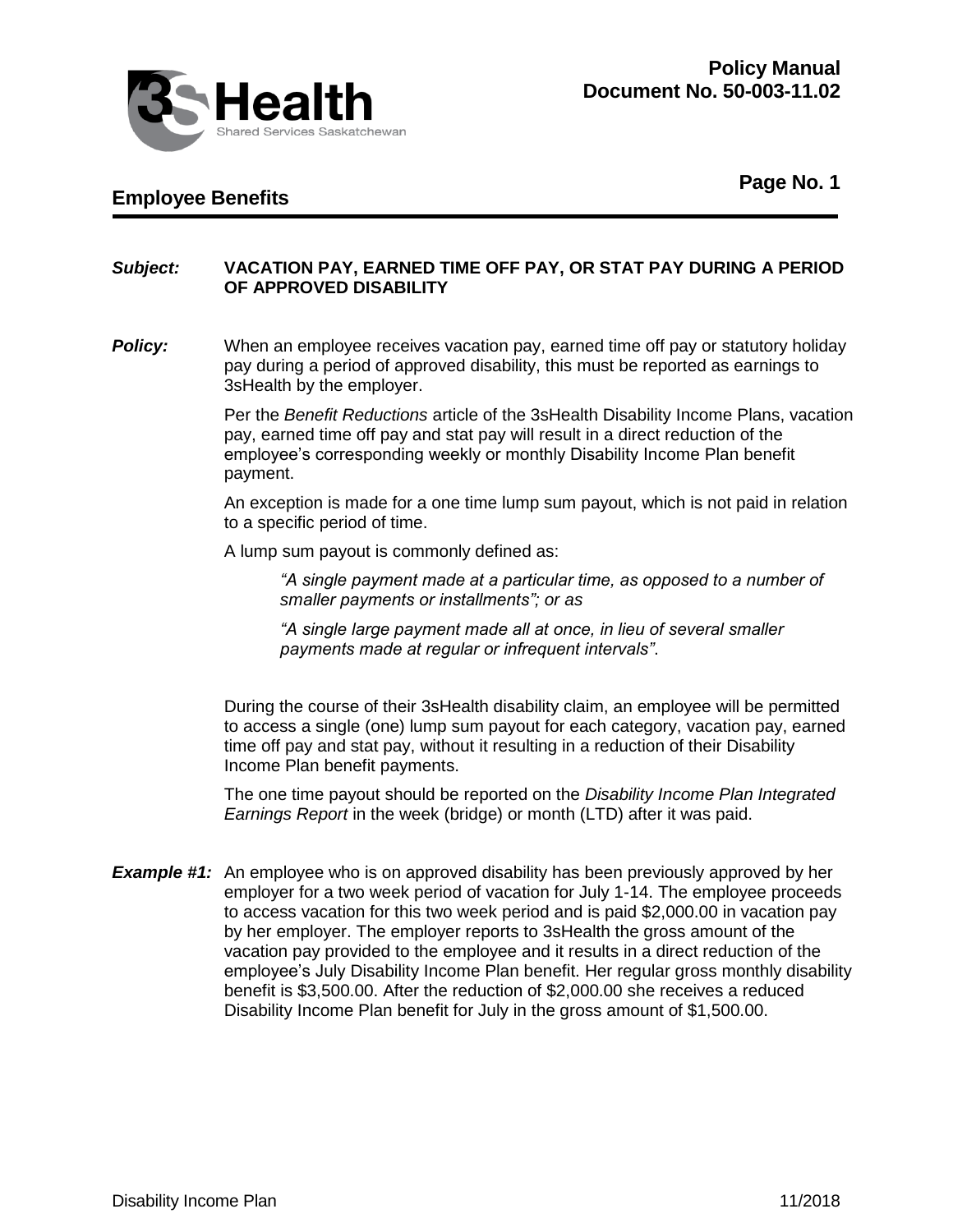**Policy Manual**
**Document No. 50-003-11.02**

## Employee Benefits

***Subject:*** **VACATION PAY, EARNED TIME OFF PAY, OR STAT PAY DURING A PERIOD OF APPROVED DISABILITY**

***Policy:*** When an employee receives vacation pay, earned time off pay or statutory holiday pay during a period of approved disability, this must be reported as earnings to 3sHealth by the employer.

Per the *Benefit Reductions* article of the 3sHealth Disability Income Plans, vacation pay, earned time off pay and stat pay will result in a direct reduction of the employee's corresponding weekly or monthly Disability Income Plan benefit payment.

An exception is made for a one time lump sum payout, which is not paid in relation to a specific period of time.

A lump sum payout is commonly defined as:

> *"A single payment made at a particular time, as opposed to a number of smaller payments or installments"; or as*
>
> *"A single large payment made all at once, in lieu of several smaller payments made at regular or infrequent intervals"*.

During the course of their 3sHealth disability claim, an employee will be permitted to access a single (one) lump sum payout for each category, vacation pay, earned time off pay and stat pay, without it resulting in a reduction of their Disability Income Plan benefit payments.

The one time payout should be reported on the *Disability Income Plan Integrated Earnings Report* in the week (bridge) or month (LTD) after it was paid.

***Example #1:*** An employee who is on approved disability has been previously approved by her employer for a two week period of vacation for July 1-14. The employee proceeds to access vacation for this two week period and is paid $2,000.00 in vacation pay by her employer. The employer reports to 3sHealth the gross amount of the vacation pay provided to the employee and it results in a direct reduction of the employee's July Disability Income Plan benefit. Her regular gross monthly disability benefit is $3,500.00. After the reduction of $2,000.00 she receives a reduced Disability Income Plan benefit for July in the gross amount of $1,500.00.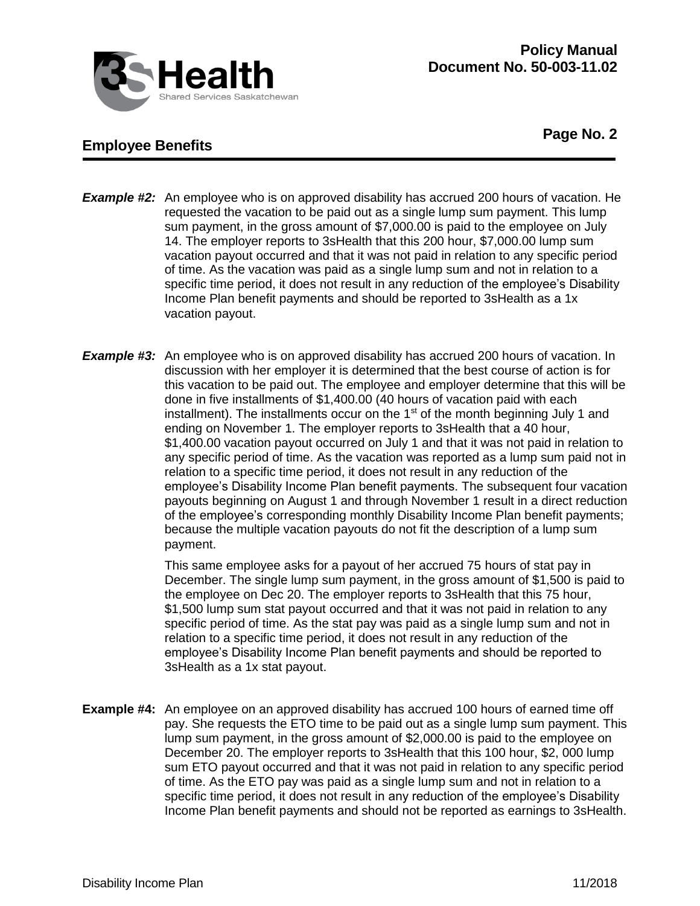***Example #2:*** An employee who is on approved disability has accrued 200 hours of vacation. He requested the vacation to be paid out as a single lump sum payment. This lump sum payment, in the gross amount of $7,000.00 is paid to the employee on July 14. The employer reports to 3sHealth that this 200 hour, $7,000.00 lump sum vacation payout occurred and that it was not paid in relation to any specific period of time. As the vacation was paid as a single lump sum and not in relation to a specific time period, it does not result in any reduction of the employee's Disability Income Plan benefit payments and should be reported to 3sHealth as a 1x vacation payout.

***Example #3:*** An employee who is on approved disability has accrued 200 hours of vacation. In discussion with her employer it is determined that the best course of action is for this vacation to be paid out. The employee and employer determine that this will be done in five installments of $1,400.00 (40 hours of vacation paid with each installment). The installments occur on the 1st of the month beginning July 1 and ending on November 1. The employer reports to 3sHealth that a 40 hour, $1,400.00 vacation payout occurred on July 1 and that it was not paid in relation to any specific period of time. As the vacation was reported as a lump sum paid not in relation to a specific time period, it does not result in any reduction of the employee's Disability Income Plan benefit payments. The subsequent four vacation payouts beginning on August 1 and through November 1 result in a direct reduction of the employee's corresponding monthly Disability Income Plan benefit payments; because the multiple vacation payouts do not fit the description of a lump sum payment.

This same employee asks for a payout of her accrued 75 hours of stat pay in December. The single lump sum payment, in the gross amount of $1,500 is paid to the employee on Dec 20. The employer reports to 3sHealth that this 75 hour, $1,500 lump sum stat payout occurred and that it was not paid in relation to any specific period of time. As the stat pay was paid as a single lump sum and not in relation to a specific time period, it does not result in any reduction of the employee's Disability Income Plan benefit payments and should be reported to 3sHealth as a 1x stat payout.

**Example #4:** An employee on an approved disability has accrued 100 hours of earned time off pay. She requests the ETO time to be paid out as a single lump sum payment. This lump sum payment, in the gross amount of $2,000.00 is paid to the employee on December 20. The employer reports to 3sHealth that this 100 hour, $2, 000 lump sum ETO payout occurred and that it was not paid in relation to any specific period of time. As the ETO pay was paid as a single lump sum and not in relation to a specific time period, it does not result in any reduction of the employee's Disability Income Plan benefit payments and should not be reported as earnings to 3sHealth.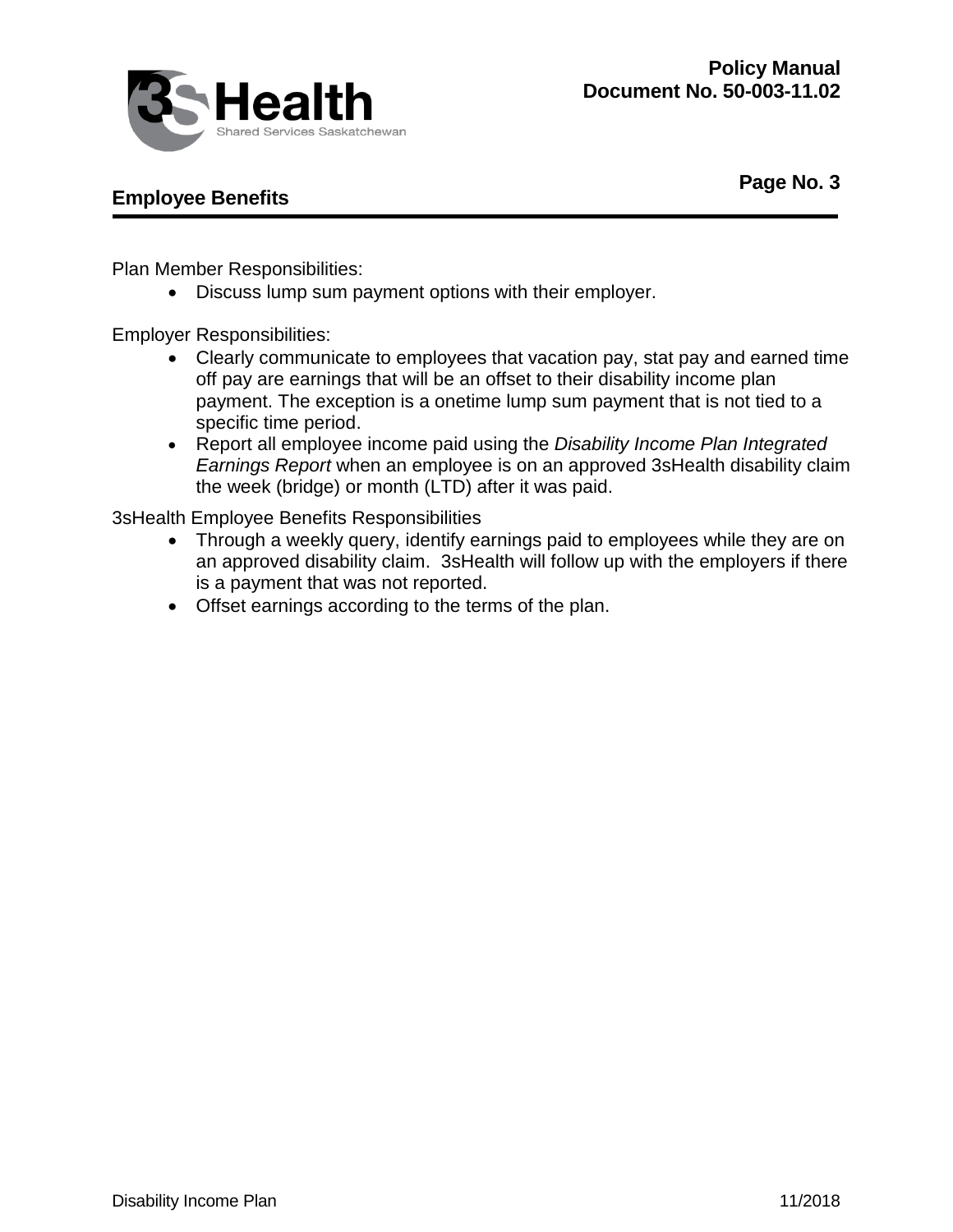Plan Member Responsibilities:

- Discuss lump sum payment options with their employer.

Employer Responsibilities:

- Clearly communicate to employees that vacation pay, stat pay and earned time off pay are earnings that will be an offset to their disability income plan payment. The exception is a onetime lump sum payment that is not tied to a specific time period.
- Report all employee income paid using the *Disability Income Plan Integrated Earnings Report* when an employee is on an approved 3sHealth disability claim the week (bridge) or month (LTD) after it was paid.

3sHealth Employee Benefits Responsibilities

- Through a weekly query, identify earnings paid to employees while they are on an approved disability claim. 3sHealth will follow up with the employers if there is a payment that was not reported.
- Offset earnings according to the terms of the plan.